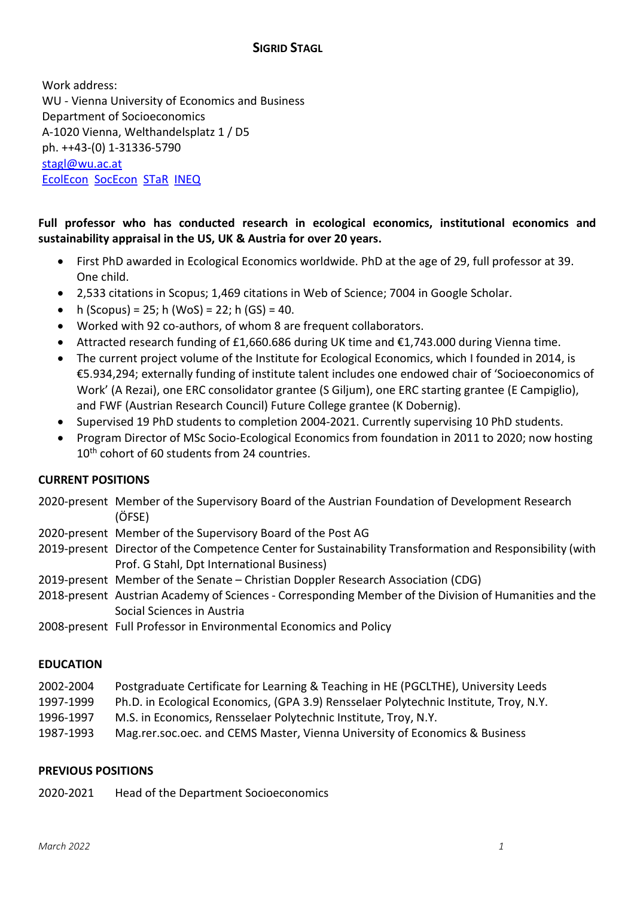# SIGRID STAGL

Work address:
WU - Vienna University of Economics and Business
Department of Socioeconomics
A-1020 Vienna, Welthandelsplatz 1 / D5
ph. ++43-(0) 1-31336-5790
stagl@wu.ac.at
EcolEcon SocEcon STaR INEQ

**Full professor who has conducted research in ecological economics, institutional economics and sustainability appraisal in the US, UK & Austria for over 20 years.**

- First PhD awarded in Ecological Economics worldwide. PhD at the age of 29, full professor at 39. One child.
- 2,533 citations in Scopus; 1,469 citations in Web of Science; 7004 in Google Scholar.
- h (Scopus) = 25; h (WoS) = 22; h (GS) = 40.
- Worked with 92 co-authors, of whom 8 are frequent collaborators.
- Attracted research funding of £1,660.686 during UK time and €1,743.000 during Vienna time.
- The current project volume of the Institute for Ecological Economics, which I founded in 2014, is €5.934,294; externally funding of institute talent includes one endowed chair of 'Socioeconomics of Work' (A Rezai), one ERC consolidator grantee (S Giljum), one ERC starting grantee (E Campiglio), and FWF (Austrian Research Council) Future College grantee (K Dobernig).
- Supervised 19 PhD students to completion 2004-2021. Currently supervising 10 PhD students.
- Program Director of MSc Socio-Ecological Economics from foundation in 2011 to 2020; now hosting 10th cohort of 60 students from 24 countries.

## CURRENT POSITIONS

2020-present Member of the Supervisory Board of the Austrian Foundation of Development Research (ÖFSE)
2020-present Member of the Supervisory Board of the Post AG
2019-present Director of the Competence Center for Sustainability Transformation and Responsibility (with Prof. G Stahl, Dpt International Business)
2019-present Member of the Senate – Christian Doppler Research Association (CDG)
2018-present Austrian Academy of Sciences - Corresponding Member of the Division of Humanities and the Social Sciences in Austria
2008-present Full Professor in Environmental Economics and Policy

## EDUCATION

2002-2004 Postgraduate Certificate for Learning & Teaching in HE (PGCLTHE), University Leeds
1997-1999 Ph.D. in Ecological Economics, (GPA 3.9) Rensselaer Polytechnic Institute, Troy, N.Y.
1996-1997 M.S. in Economics, Rensselaer Polytechnic Institute, Troy, N.Y.
1987-1993 Mag.rer.soc.oec. and CEMS Master, Vienna University of Economics & Business

## PREVIOUS POSITIONS

2020-2021 Head of the Department Socioeconomics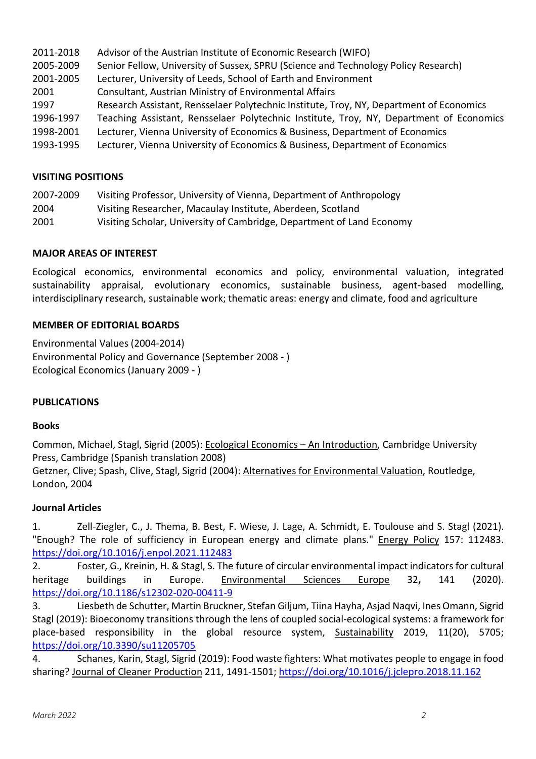2011-2018 Advisor of the Austrian Institute of Economic Research (WIFO)
2005-2009 Senior Fellow, University of Sussex, SPRU (Science and Technology Policy Research)
2001-2005 Lecturer, University of Leeds, School of Earth and Environment
2001 Consultant, Austrian Ministry of Environmental Affairs
1997 Research Assistant, Rensselaer Polytechnic Institute, Troy, NY, Department of Economics
1996-1997 Teaching Assistant, Rensselaer Polytechnic Institute, Troy, NY, Department of Economics
1998-2001 Lecturer, Vienna University of Economics & Business, Department of Economics
1993-1995 Lecturer, Vienna University of Economics & Business, Department of Economics

## VISITING POSITIONS

2007-2009 Visiting Professor, University of Vienna, Department of Anthropology
2004 Visiting Researcher, Macaulay Institute, Aberdeen, Scotland
2001 Visiting Scholar, University of Cambridge, Department of Land Economy

## MAJOR AREAS OF INTEREST

Ecological economics, environmental economics and policy, environmental valuation, integrated sustainability appraisal, evolutionary economics, sustainable business, agent-based modelling, interdisciplinary research, sustainable work; thematic areas: energy and climate, food and agriculture

## MEMBER OF EDITORIAL BOARDS

Environmental Values (2004-2014)
Environmental Policy and Governance (September 2008 - )
Ecological Economics (January 2009 - )

## PUBLICATIONS

### Books

Common, Michael, Stagl, Sigrid (2005): Ecological Economics – An Introduction, Cambridge University Press, Cambridge (Spanish translation 2008)
Getzner, Clive; Spash, Clive, Stagl, Sigrid (2004): Alternatives for Environmental Valuation, Routledge, London, 2004

### Journal Articles

1. Zell-Ziegler, C., J. Thema, B. Best, F. Wiese, J. Lage, A. Schmidt, E. Toulouse and S. Stagl (2021). "Enough? The role of sufficiency in European energy and climate plans." Energy Policy 157: 112483. https://doi.org/10.1016/j.enpol.2021.112483
2. Foster, G., Kreinin, H. & Stagl, S. The future of circular environmental impact indicators for cultural heritage buildings in Europe. Environmental Sciences Europe 32**,** 141 (2020). https://doi.org/10.1186/s12302-020-00411-9
3. Liesbeth de Schutter, Martin Bruckner, Stefan Giljum, Tiina Hayha, Asjad Naqvi, Ines Omann, Sigrid Stagl (2019): Bioeconomy transitions through the lens of coupled social-ecological systems: a framework for place-based responsibility in the global resource system, Sustainability 2019, 11(20), 5705; https://doi.org/10.3390/su11205705
4. Schanes, Karin, Stagl, Sigrid (2019): Food waste fighters: What motivates people to engage in food sharing? Journal of Cleaner Production 211, 1491-1501; https://doi.org/10.1016/j.jclepro.2018.11.162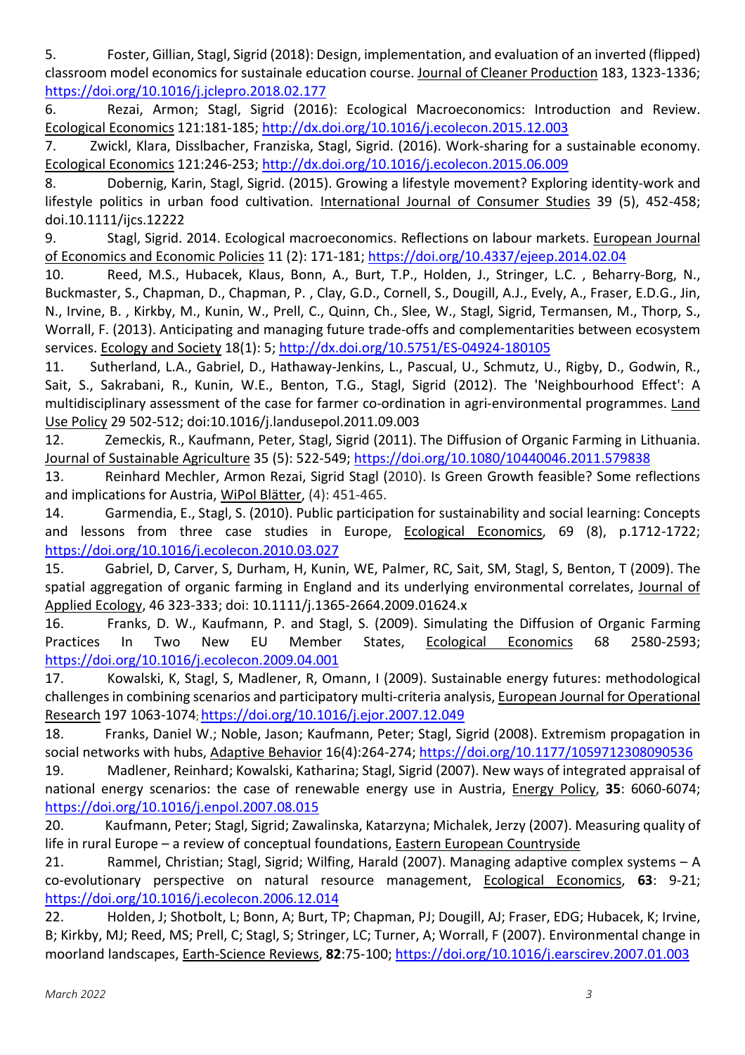5. Foster, Gillian, Stagl, Sigrid (2018): Design, implementation, and evaluation of an inverted (flipped) classroom model economics for sustainale education course. Journal of Cleaner Production 183, 1323-1336; https://doi.org/10.1016/j.jclepro.2018.02.177

6. Rezai, Armon; Stagl, Sigrid (2016): Ecological Macroeconomics: Introduction and Review. Ecological Economics 121:181-185; http://dx.doi.org/10.1016/j.ecolecon.2015.12.003

7. Zwickl, Klara, Disslbacher, Franziska, Stagl, Sigrid. (2016). Work-sharing for a sustainable economy. Ecological Economics 121:246-253; http://dx.doi.org/10.1016/j.ecolecon.2015.06.009

8. Dobernig, Karin, Stagl, Sigrid. (2015). Growing a lifestyle movement? Exploring identity-work and lifestyle politics in urban food cultivation. International Journal of Consumer Studies 39 (5), 452-458; doi.10.1111/ijcs.12222

9. Stagl, Sigrid. 2014. Ecological macroeconomics. Reflections on labour markets. European Journal of Economics and Economic Policies 11 (2): 171-181; https://doi.org/10.4337/ejeep.2014.02.04

10. Reed, M.S., Hubacek, Klaus, Bonn, A., Burt, T.P., Holden, J., Stringer, L.C. , Beharry-Borg, N., Buckmaster, S., Chapman, D., Chapman, P. , Clay, G.D., Cornell, S., Dougill, A.J., Evely, A., Fraser, E.D.G., Jin, N., Irvine, B. , Kirkby, M., Kunin, W., Prell, C., Quinn, Ch., Slee, W., Stagl, Sigrid, Termansen, M., Thorp, S., Worrall, F. (2013). Anticipating and managing future trade-offs and complementarities between ecosystem services. Ecology and Society 18(1): 5; http://dx.doi.org/10.5751/ES-04924-180105

11. Sutherland, L.A., Gabriel, D., Hathaway-Jenkins, L., Pascual, U., Schmutz, U., Rigby, D., Godwin, R., Sait, S., Sakrabani, R., Kunin, W.E., Benton, T.G., Stagl, Sigrid (2012). The 'Neighbourhood Effect': A multidisciplinary assessment of the case for farmer co-ordination in agri-environmental programmes. Land Use Policy 29 502-512; doi:10.1016/j.landusepol.2011.09.003

12. Zemeckis, R., Kaufmann, Peter, Stagl, Sigrid (2011). The Diffusion of Organic Farming in Lithuania. Journal of Sustainable Agriculture 35 (5): 522-549; https://doi.org/10.1080/10440046.2011.579838

13. Reinhard Mechler, Armon Rezai, Sigrid Stagl (2010). Is Green Growth feasible? Some reflections and implications for Austria, WiPol Blätter, (4): 451-465.

14. Garmendia, E., Stagl, S. (2010). Public participation for sustainability and social learning: Concepts and lessons from three case studies in Europe, Ecological Economics, 69 (8), p.1712-1722; https://doi.org/10.1016/j.ecolecon.2010.03.027

15. Gabriel, D, Carver, S, Durham, H, Kunin, WE, Palmer, RC, Sait, SM, Stagl, S, Benton, T (2009). The spatial aggregation of organic farming in England and its underlying environmental correlates, Journal of Applied Ecology, 46 323-333; doi: 10.1111/j.1365-2664.2009.01624.x

16. Franks, D. W., Kaufmann, P. and Stagl, S. (2009). Simulating the Diffusion of Organic Farming Practices In Two New EU Member States, Ecological Economics 68 2580-2593; https://doi.org/10.1016/j.ecolecon.2009.04.001

17. Kowalski, K, Stagl, S, Madlener, R, Omann, I (2009). Sustainable energy futures: methodological challenges in combining scenarios and participatory multi-criteria analysis, European Journal for Operational Research 197 1063-1074; https://doi.org/10.1016/j.ejor.2007.12.049

18. Franks, Daniel W.; Noble, Jason; Kaufmann, Peter; Stagl, Sigrid (2008). Extremism propagation in social networks with hubs, Adaptive Behavior 16(4):264-274; https://doi.org/10.1177/1059712308090536

19. Madlener, Reinhard; Kowalski, Katharina; Stagl, Sigrid (2007). New ways of integrated appraisal of national energy scenarios: the case of renewable energy use in Austria, Energy Policy, **35**: 6060-6074; https://doi.org/10.1016/j.enpol.2007.08.015

20. Kaufmann, Peter; Stagl, Sigrid; Zawalinska, Katarzyna; Michalek, Jerzy (2007). Measuring quality of life in rural Europe – a review of conceptual foundations, Eastern European Countryside

21. Rammel, Christian; Stagl, Sigrid; Wilfing, Harald (2007). Managing adaptive complex systems – A co-evolutionary perspective on natural resource management, Ecological Economics, **63**: 9-21; https://doi.org/10.1016/j.ecolecon.2006.12.014

22. Holden, J; Shotbolt, L; Bonn, A; Burt, TP; Chapman, PJ; Dougill, AJ; Fraser, EDG; Hubacek, K; Irvine, B; Kirkby, MJ; Reed, MS; Prell, C; Stagl, S; Stringer, LC; Turner, A; Worrall, F (2007). Environmental change in moorland landscapes, Earth-Science Reviews, **82**:75-100; https://doi.org/10.1016/j.earscirev.2007.01.003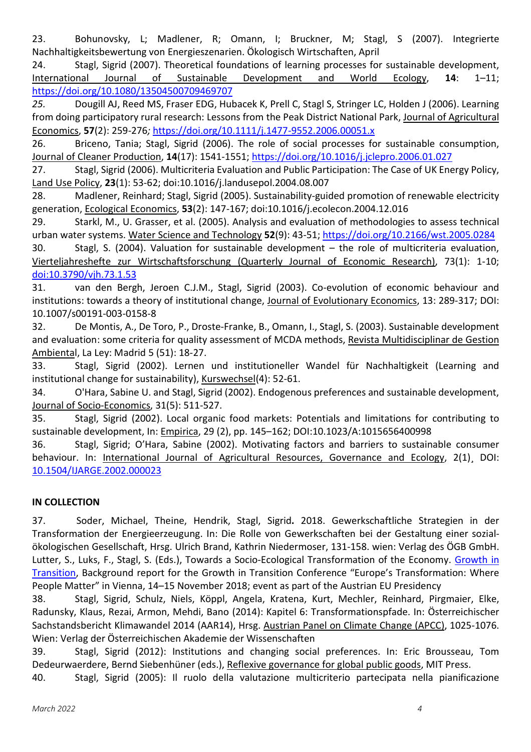23. Bohunovsky, L; Madlener, R; Omann, I; Bruckner, M; Stagl, S (2007). Integrierte Nachhaltigkeitsbewertung von Energieszenarien. Ökologisch Wirtschaften, April

24. Stagl, Sigrid (2007). Theoretical foundations of learning processes for sustainable development, International Journal of Sustainable Development and World Ecology, **14**: 1–11; https://doi.org/10.1080/13504500709469707

*25.* Dougill AJ, Reed MS, Fraser EDG, Hubacek K, Prell C, Stagl S, Stringer LC, Holden J (2006). Learning from doing participatory rural research: Lessons from the Peak District National Park, Journal of Agricultural Economics, **57**(2): 259-276*;* https://doi.org/10.1111/j.1477-9552.2006.00051.x

26. Briceno, Tania; Stagl, Sigrid (2006). The role of social processes for sustainable consumption, Journal of Cleaner Production, **14**(17): 1541-1551; https://doi.org/10.1016/j.jclepro.2006.01.027

27. Stagl, Sigrid (2006). Multicriteria Evaluation and Public Participation: The Case of UK Energy Policy, Land Use Policy, **23**(1): 53-62; doi:10.1016/j.landusepol.2004.08.007

28. Madlener, Reinhard; Stagl, Sigrid (2005). Sustainability-guided promotion of renewable electricity generation, Ecological Economics, **53**(2): 147-167; doi:10.1016/j.ecolecon.2004.12.016

29. Starkl, M., U. Grasser, et al. (2005). Analysis and evaluation of methodologies to assess technical urban water systems. Water Science and Technology **52**(9): 43-51; https://doi.org/10.2166/wst.2005.0284

30. Stagl, S. (2004). Valuation for sustainable development – the role of multicriteria evaluation, Vierteljahreshefte zur Wirtschaftsforschung (Quarterly Journal of Economic Research), 73(1): 1-10; doi:10.3790/vjh.73.1.53

31. van den Bergh, Jeroen C.J.M., Stagl, Sigrid (2003). Co-evolution of economic behaviour and institutions: towards a theory of institutional change, Journal of Evolutionary Economics, 13: 289-317; DOI: 10.1007/s00191-003-0158-8

32. De Montis, A., De Toro, P., Droste-Franke, B., Omann, I., Stagl, S. (2003). Sustainable development and evaluation: some criteria for quality assessment of MCDA methods, Revista Multidisciplinar de Gestion Ambiental, La Ley: Madrid 5 (51): 18-27.

33. Stagl, Sigrid (2002). Lernen und institutioneller Wandel für Nachhaltigkeit (Learning and institutional change for sustainability), Kurswechsel(4): 52-61.

34. O'Hara, Sabine U. and Stagl, Sigrid (2002). Endogenous preferences and sustainable development, Journal of Socio-Economics, 31(5): 511-527.

35. Stagl, Sigrid (2002). Local organic food markets: Potentials and limitations for contributing to sustainable development, In: Empirica, 29 (2), pp. 145–162; DOI:10.1023/A:1015656400998

36. Stagl, Sigrid; O'Hara, Sabine (2002). Motivating factors and barriers to sustainable consumer behaviour. In: International Journal of Agricultural Resources, Governance and Ecology, 2(1), DOI: 10.1504/IJARGE.2002.000023

**IN COLLECTION**

37. Soder, Michael, Theine, Hendrik, Stagl, Sigrid**.** 2018. Gewerkschaftliche Strategien in der Transformation der Energieerzeugung. In: Die Rolle von Gewerkschaften bei der Gestaltung einer sozial-ökologischen Gesellschaft, Hrsg. Ulrich Brand, Kathrin Niedermoser, 131-158. wien: Verlag des ÖGB GmbH. Lutter, S., Luks, F., Stagl, S. (Eds.), Towards a Socio-Ecological Transformation of the Economy. Growth in Transition, Background report for the Growth in Transition Conference "Europe's Transformation: Where People Matter" in Vienna, 14–15 November 2018; event as part of the Austrian EU Presidency

38. Stagl, Sigrid, Schulz, Niels, Köppl, Angela, Kratena, Kurt, Mechler, Reinhard, Pirgmaier, Elke, Radunsky, Klaus, Rezai, Armon, Mehdi, Bano (2014): Kapitel 6: Transformationspfade. In: Österreichischer Sachstandsbericht Klimawandel 2014 (AAR14), Hrsg. Austrian Panel on Climate Change (APCC), 1025-1076. Wien: Verlag der Österreichischen Akademie der Wissenschaften

39. Stagl, Sigrid (2012): Institutions and changing social preferences. In: Eric Brousseau, Tom Dedeurwaerdere, Bernd Siebenhüner (eds.), Reflexive governance for global public goods, MIT Press.

40. Stagl, Sigrid (2005): Il ruolo della valutazione multicriterio partecipata nella pianificazione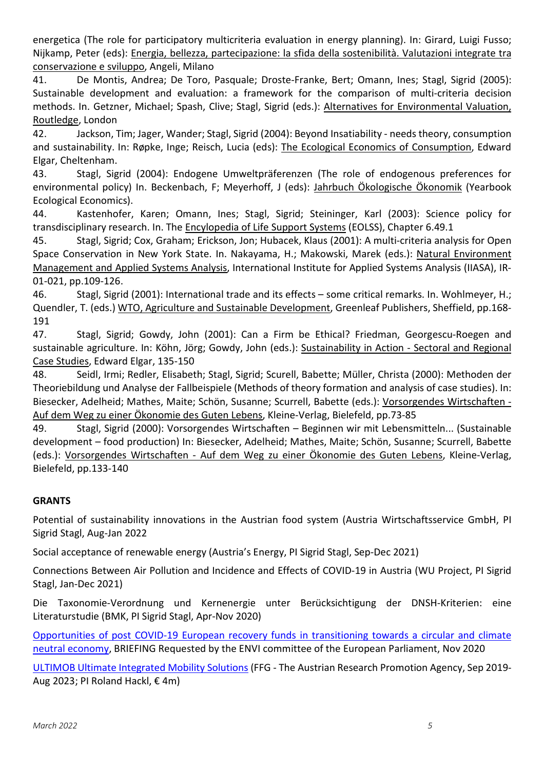energetica (The role for participatory multicriteria evaluation in energy planning). In: Girard, Luigi Fusso; Nijkamp, Peter (eds): Energia, bellezza, partecipazione: la sfida della sostenibilità. Valutazioni integrate tra conservazione e sviluppo, Angeli, Milano

41. De Montis, Andrea; De Toro, Pasquale; Droste-Franke, Bert; Omann, Ines; Stagl, Sigrid (2005): Sustainable development and evaluation: a framework for the comparison of multi-criteria decision methods. In. Getzner, Michael; Spash, Clive; Stagl, Sigrid (eds.): Alternatives for Environmental Valuation, Routledge, London

42. Jackson, Tim; Jager, Wander; Stagl, Sigrid (2004): Beyond Insatiability - needs theory, consumption and sustainability. In: Røpke, Inge; Reisch, Lucia (eds): The Ecological Economics of Consumption, Edward Elgar, Cheltenham.

43. Stagl, Sigrid (2004): Endogene Umweltpräferenzen (The role of endogenous preferences for environmental policy) In. Beckenbach, F; Meyerhoff, J (eds): Jahrbuch Ökologische Ökonomik (Yearbook Ecological Economics).

44. Kastenhofer, Karen; Omann, Ines; Stagl, Sigrid; Steininger, Karl (2003): Science policy for transdisciplinary research. In. The Encylopedia of Life Support Systems (EOLSS), Chapter 6.49.1

45. Stagl, Sigrid; Cox, Graham; Erickson, Jon; Hubacek, Klaus (2001): A multi-criteria analysis for Open Space Conservation in New York State. In. Nakayama, H.; Makowski, Marek (eds.): Natural Environment Management and Applied Systems Analysis, International Institute for Applied Systems Analysis (IIASA), IR-01-021, pp.109-126.

46. Stagl, Sigrid (2001): International trade and its effects – some critical remarks. In. Wohlmeyer, H.; Quendler, T. (eds.) WTO, Agriculture and Sustainable Development, Greenleaf Publishers, Sheffield, pp.168-191

47. Stagl, Sigrid; Gowdy, John (2001): Can a Firm be Ethical? Friedman, Georgescu-Roegen and sustainable agriculture. In: Köhn, Jörg; Gowdy, John (eds.): Sustainability in Action - Sectoral and Regional Case Studies, Edward Elgar, 135-150

48. Seidl, Irmi; Redler, Elisabeth; Stagl, Sigrid; Scurell, Babette; Müller, Christa (2000): Methoden der Theoriebildung und Analyse der Fallbeispiele (Methods of theory formation and analysis of case studies). In: Biesecker, Adelheid; Mathes, Maite; Schön, Susanne; Scurrell, Babette (eds.): Vorsorgendes Wirtschaften - Auf dem Weg zu einer Ökonomie des Guten Lebens, Kleine-Verlag, Bielefeld, pp.73-85

49. Stagl, Sigrid (2000): Vorsorgendes Wirtschaften – Beginnen wir mit Lebensmitteln... (Sustainable development – food production) In: Biesecker, Adelheid; Mathes, Maite; Schön, Susanne; Scurrell, Babette (eds.): Vorsorgendes Wirtschaften - Auf dem Weg zu einer Ökonomie des Guten Lebens, Kleine-Verlag, Bielefeld, pp.133-140

## GRANTS

Potential of sustainability innovations in the Austrian food system (Austria Wirtschaftsservice GmbH, PI Sigrid Stagl, Aug-Jan 2022

Social acceptance of renewable energy (Austria's Energy, PI Sigrid Stagl, Sep-Dec 2021)

Connections Between Air Pollution and Incidence and Effects of COVID-19 in Austria (WU Project, PI Sigrid Stagl, Jan-Dec 2021)

Die Taxonomie-Verordnung und Kernenergie unter Berücksichtigung der DNSH-Kriterien: eine Literaturstudie (BMK, PI Sigrid Stagl, Apr-Nov 2020)

Opportunities of post COVID-19 European recovery funds in transitioning towards a circular and climate neutral economy, BRIEFING Requested by the ENVI committee of the European Parliament, Nov 2020

ULTIMOB Ultimate Integrated Mobility Solutions (FFG - The Austrian Research Promotion Agency, Sep 2019-Aug 2023; PI Roland Hackl, € 4m)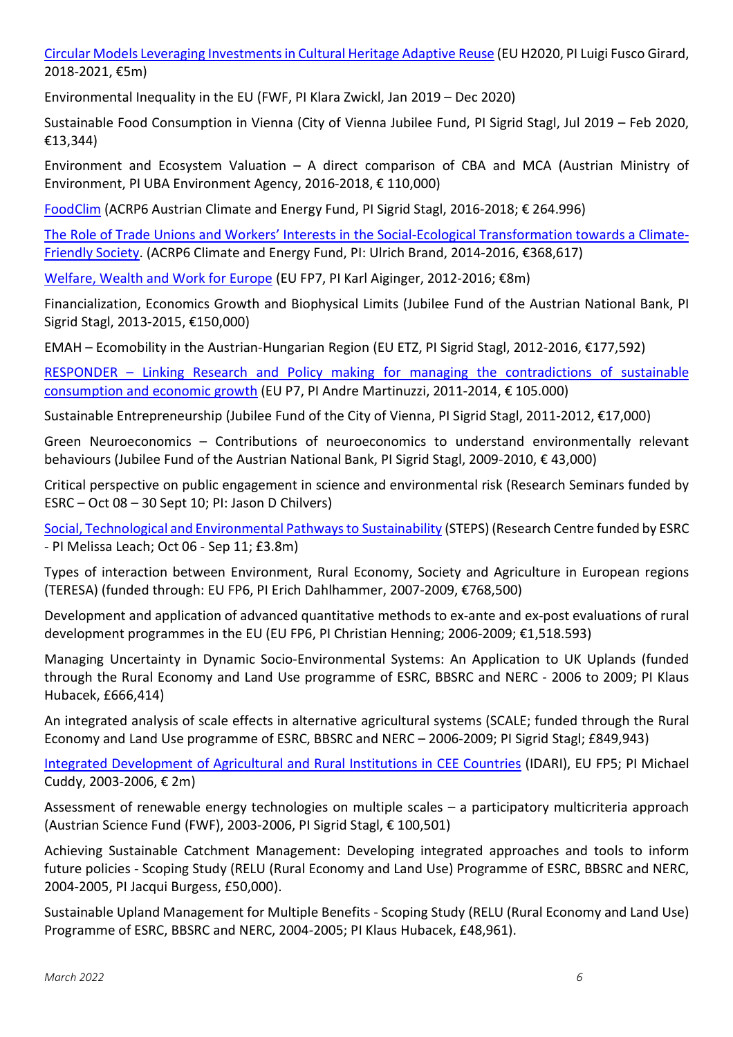Circular Models Leveraging Investments in Cultural Heritage Adaptive Reuse (EU H2020, PI Luigi Fusco Girard, 2018-2021, €5m)

Environmental Inequality in the EU (FWF, PI Klara Zwickl, Jan 2019 – Dec 2020)

Sustainable Food Consumption in Vienna (City of Vienna Jubilee Fund, PI Sigrid Stagl, Jul 2019 – Feb 2020, €13,344)

Environment and Ecosystem Valuation – A direct comparison of CBA and MCA (Austrian Ministry of Environment, PI UBA Environment Agency, 2016-2018, € 110,000)

FoodClim (ACRP6 Austrian Climate and Energy Fund, PI Sigrid Stagl, 2016-2018; € 264.996)

The Role of Trade Unions and Workers' Interests in the Social-Ecological Transformation towards a Climate-Friendly Society. (ACRP6 Climate and Energy Fund, PI: Ulrich Brand, 2014-2016, €368,617)

Welfare, Wealth and Work for Europe (EU FP7, PI Karl Aiginger, 2012-2016; €8m)

Financialization, Economics Growth and Biophysical Limits (Jubilee Fund of the Austrian National Bank, PI Sigrid Stagl, 2013-2015, €150,000)

EMAH – Ecomobility in the Austrian-Hungarian Region (EU ETZ, PI Sigrid Stagl, 2012-2016, €177,592)

RESPONDER – Linking Research and Policy making for managing the contradictions of sustainable consumption and economic growth (EU P7, PI Andre Martinuzzi, 2011-2014, € 105.000)

Sustainable Entrepreneurship (Jubilee Fund of the City of Vienna, PI Sigrid Stagl, 2011-2012, €17,000)

Green Neuroeconomics – Contributions of neuroeconomics to understand environmentally relevant behaviours (Jubilee Fund of the Austrian National Bank, PI Sigrid Stagl, 2009-2010, € 43,000)

Critical perspective on public engagement in science and environmental risk (Research Seminars funded by ESRC – Oct 08 – 30 Sept 10; PI: Jason D Chilvers)

Social, Technological and Environmental Pathways to Sustainability (STEPS) (Research Centre funded by ESRC - PI Melissa Leach; Oct 06 - Sep 11; £3.8m)

Types of interaction between Environment, Rural Economy, Society and Agriculture in European regions (TERESA) (funded through: EU FP6, PI Erich Dahlhammer, 2007-2009, €768,500)

Development and application of advanced quantitative methods to ex-ante and ex-post evaluations of rural development programmes in the EU (EU FP6, PI Christian Henning; 2006-2009; €1,518.593)

Managing Uncertainty in Dynamic Socio-Environmental Systems: An Application to UK Uplands (funded through the Rural Economy and Land Use programme of ESRC, BBSRC and NERC - 2006 to 2009; PI Klaus Hubacek, £666,414)

An integrated analysis of scale effects in alternative agricultural systems (SCALE; funded through the Rural Economy and Land Use programme of ESRC, BBSRC and NERC – 2006-2009; PI Sigrid Stagl; £849,943)

Integrated Development of Agricultural and Rural Institutions in CEE Countries (IDARI), EU FP5; PI Michael Cuddy, 2003-2006, € 2m)

Assessment of renewable energy technologies on multiple scales – a participatory multicriteria approach (Austrian Science Fund (FWF), 2003-2006, PI Sigrid Stagl, € 100,501)

Achieving Sustainable Catchment Management: Developing integrated approaches and tools to inform future policies - Scoping Study (RELU (Rural Economy and Land Use) Programme of ESRC, BBSRC and NERC, 2004-2005, PI Jacqui Burgess, £50,000).

Sustainable Upland Management for Multiple Benefits - Scoping Study (RELU (Rural Economy and Land Use) Programme of ESRC, BBSRC and NERC, 2004-2005; PI Klaus Hubacek, £48,961).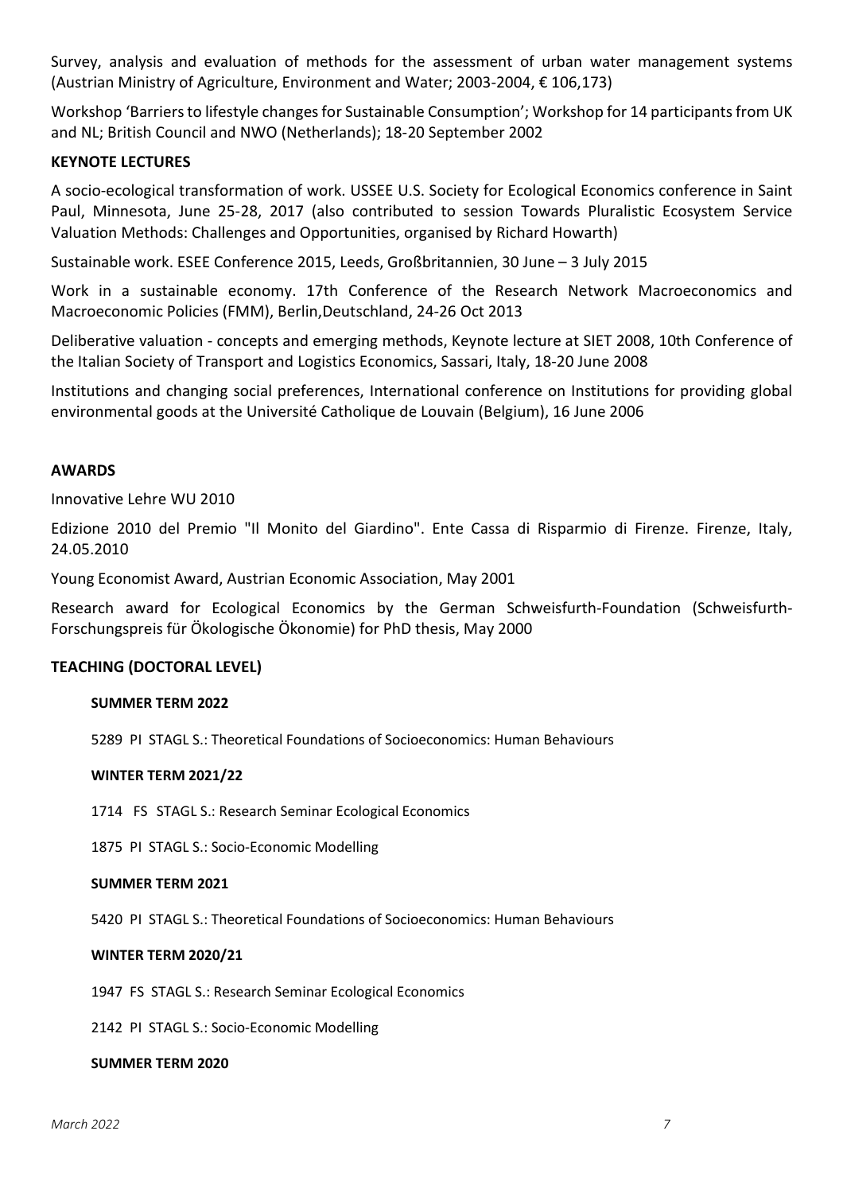Survey, analysis and evaluation of methods for the assessment of urban water management systems (Austrian Ministry of Agriculture, Environment and Water; 2003-2004, € 106,173)

Workshop 'Barriers to lifestyle changes for Sustainable Consumption'; Workshop for 14 participants from UK and NL; British Council and NWO (Netherlands); 18-20 September 2002

**KEYNOTE LECTURES**

A socio-ecological transformation of work. USSEE U.S. Society for Ecological Economics conference in Saint Paul, Minnesota, June 25-28, 2017 (also contributed to session Towards Pluralistic Ecosystem Service Valuation Methods: Challenges and Opportunities, organised by Richard Howarth)

Sustainable work. ESEE Conference 2015, Leeds, Großbritannien, 30 June – 3 July 2015

Work in a sustainable economy. 17th Conference of the Research Network Macroeconomics and Macroeconomic Policies (FMM), Berlin,Deutschland, 24-26 Oct 2013

Deliberative valuation - concepts and emerging methods, Keynote lecture at SIET 2008, 10th Conference of the Italian Society of Transport and Logistics Economics, Sassari, Italy, 18-20 June 2008

Institutions and changing social preferences, International conference on Institutions for providing global environmental goods at the Université Catholique de Louvain (Belgium), 16 June 2006

**AWARDS**

Innovative Lehre WU 2010

Edizione 2010 del Premio "Il Monito del Giardino". Ente Cassa di Risparmio di Firenze. Firenze, Italy, 24.05.2010

Young Economist Award, Austrian Economic Association, May 2001

Research award for Ecological Economics by the German Schweisfurth-Foundation (Schweisfurth-Forschungspreis für Ökologische Ökonomie) for PhD thesis, May 2000

**TEACHING (DOCTORAL LEVEL)**

**SUMMER TERM 2022**

5289 PI STAGL S.: Theoretical Foundations of Socioeconomics: Human Behaviours

**WINTER TERM 2021/22**

1714 FS STAGL S.: Research Seminar Ecological Economics

1875 PI STAGL S.: Socio-Economic Modelling

**SUMMER TERM 2021**

5420 PI STAGL S.: Theoretical Foundations of Socioeconomics: Human Behaviours

**WINTER TERM 2020/21**

1947 FS STAGL S.: Research Seminar Ecological Economics

2142 PI STAGL S.: Socio-Economic Modelling

**SUMMER TERM 2020**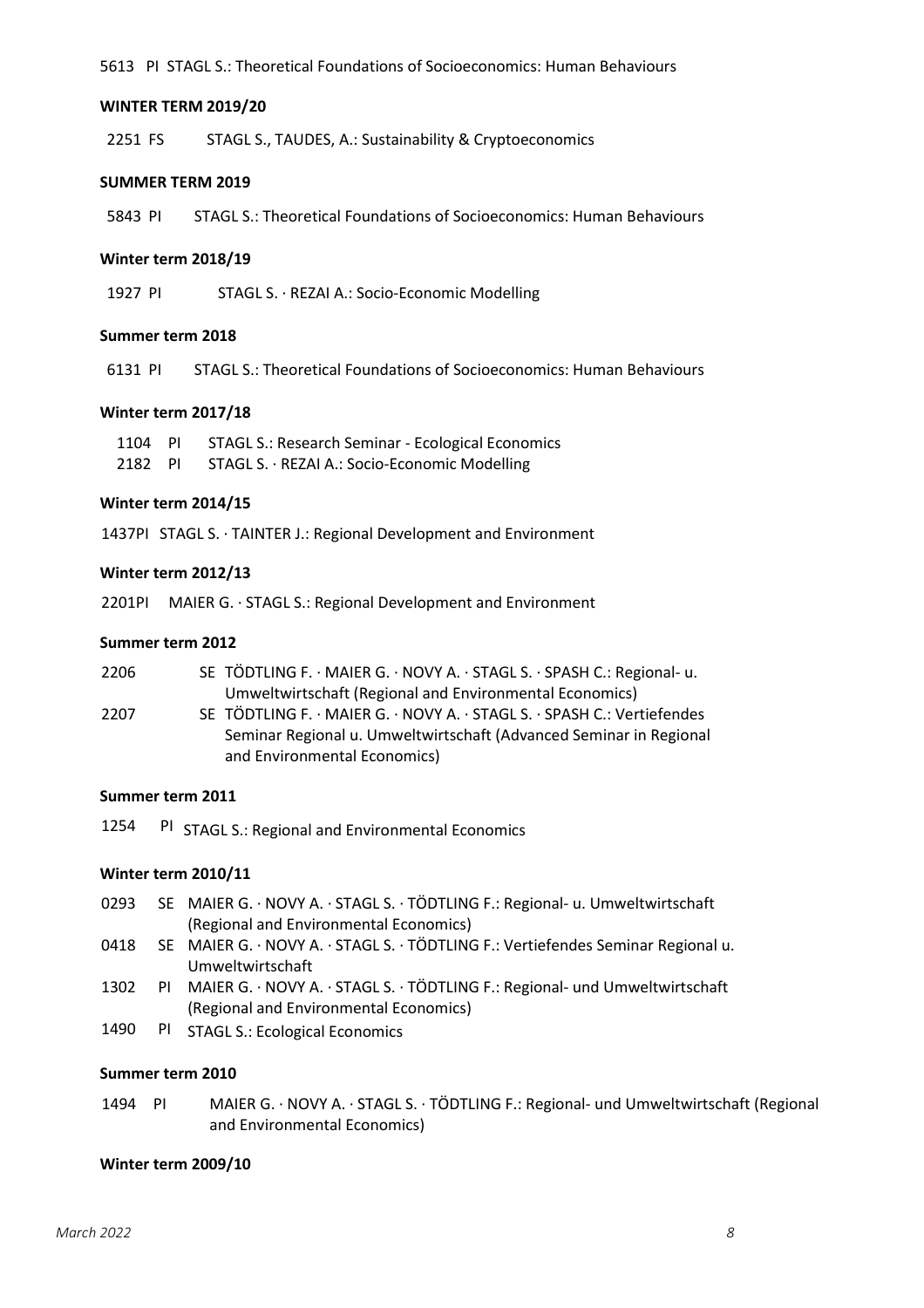5613 PI STAGL S.: Theoretical Foundations of Socioeconomics: Human Behaviours

**WINTER TERM 2019/20**

2251 FS STAGL S., TAUDES, A.: Sustainability & Cryptoeconomics

**SUMMER TERM 2019**

5843 PI STAGL S.: Theoretical Foundations of Socioeconomics: Human Behaviours

**Winter term 2018/19**

1927 PI STAGL S. · REZAI A.: Socio-Economic Modelling

**Summer term 2018**

6131 PI STAGL S.: Theoretical Foundations of Socioeconomics: Human Behaviours

**Winter term 2017/18**

1104 PI STAGL S.: Research Seminar - Ecological Economics
2182 PI STAGL S. · REZAI A.: Socio-Economic Modelling

**Winter term 2014/15**

1437PI STAGL S. · TAINTER J.: Regional Development and Environment

**Winter term 2012/13**

2201PI MAIER G. · STAGL S.: Regional Development and Environment

**Summer term 2012**

2206 SE TÖDTLING F. · MAIER G. · NOVY A. · STAGL S. · SPASH C.: Regional- u. Umweltwirtschaft (Regional and Environmental Economics)
2207 SE TÖDTLING F. · MAIER G. · NOVY A. · STAGL S. · SPASH C.: Vertiefendes Seminar Regional u. Umweltwirtschaft (Advanced Seminar in Regional and Environmental Economics)

**Summer term 2011**

1254 PI STAGL S.: Regional and Environmental Economics

**Winter term 2010/11**

0293 SE MAIER G. · NOVY A. · STAGL S. · TÖDTLING F.: Regional- u. Umweltwirtschaft (Regional and Environmental Economics)
0418 SE MAIER G. · NOVY A. · STAGL S. · TÖDTLING F.: Vertiefendes Seminar Regional u. Umweltwirtschaft
1302 PI MAIER G. · NOVY A. · STAGL S. · TÖDTLING F.: Regional- und Umweltwirtschaft (Regional and Environmental Economics)
1490 PI STAGL S.: Ecological Economics

**Summer term 2010**

1494 PI MAIER G. · NOVY A. · STAGL S. · TÖDTLING F.: Regional- und Umweltwirtschaft (Regional and Environmental Economics)

**Winter term 2009/10**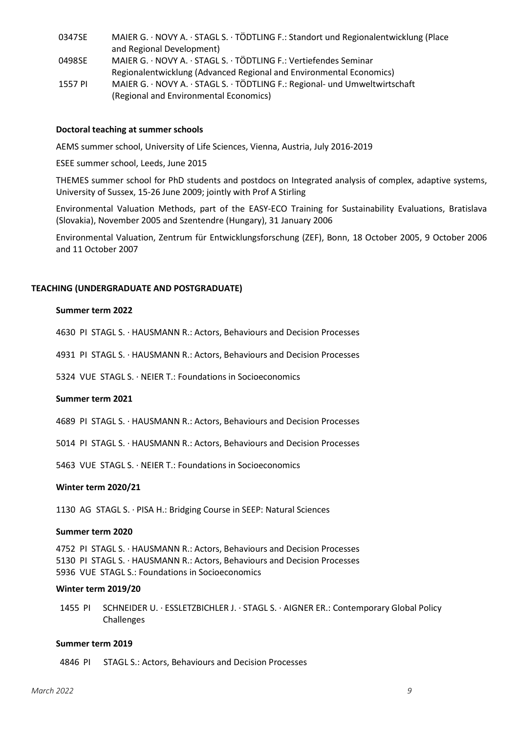0347SE MAIER G. · NOVY A. · STAGL S. · TÖDTLING F.: Standort und Regionalentwicklung (Place and Regional Development)

0498SE MAIER G. · NOVY A. · STAGL S. · TÖDTLING F.: Vertiefendes Seminar Regionalentwicklung (Advanced Regional and Environmental Economics)

1557 PI MAIER G. · NOVY A. · STAGL S. · TÖDTLING F.: Regional- und Umweltwirtschaft (Regional and Environmental Economics)

### Doctoral teaching at summer schools

AEMS summer school, University of Life Sciences, Vienna, Austria, July 2016-2019

ESEE summer school, Leeds, June 2015

THEMES summer school for PhD students and postdocs on Integrated analysis of complex, adaptive systems, University of Sussex, 15-26 June 2009; jointly with Prof A Stirling

Environmental Valuation Methods, part of the EASY-ECO Training for Sustainability Evaluations, Bratislava (Slovakia), November 2005 and Szentendre (Hungary), 31 January 2006

Environmental Valuation, Zentrum für Entwicklungsforschung (ZEF), Bonn, 18 October 2005, 9 October 2006 and 11 October 2007

## TEACHING (UNDERGRADUATE AND POSTGRADUATE)

### Summer term 2022

4630 PI STAGL S. · HAUSMANN R.: Actors, Behaviours and Decision Processes

4931 PI STAGL S. · HAUSMANN R.: Actors, Behaviours and Decision Processes

5324 VUE STAGL S. · NEIER T.: Foundations in Socioeconomics

### Summer term 2021

4689 PI STAGL S. · HAUSMANN R.: Actors, Behaviours and Decision Processes

5014 PI STAGL S. · HAUSMANN R.: Actors, Behaviours and Decision Processes

5463 VUE STAGL S. · NEIER T.: Foundations in Socioeconomics

### Winter term 2020/21

1130 AG STAGL S. · PISA H.: Bridging Course in SEEP: Natural Sciences

### Summer term 2020

4752 PI STAGL S. · HAUSMANN R.: Actors, Behaviours and Decision Processes
5130 PI STAGL S. · HAUSMANN R.: Actors, Behaviours and Decision Processes
5936 VUE STAGL S.: Foundations in Socioeconomics

### Winter term 2019/20

1455 PI SCHNEIDER U. · ESSLETZBICHLER J. · STAGL S. · AIGNER ER.: Contemporary Global Policy Challenges

### Summer term 2019

4846 PI STAGL S.: Actors, Behaviours and Decision Processes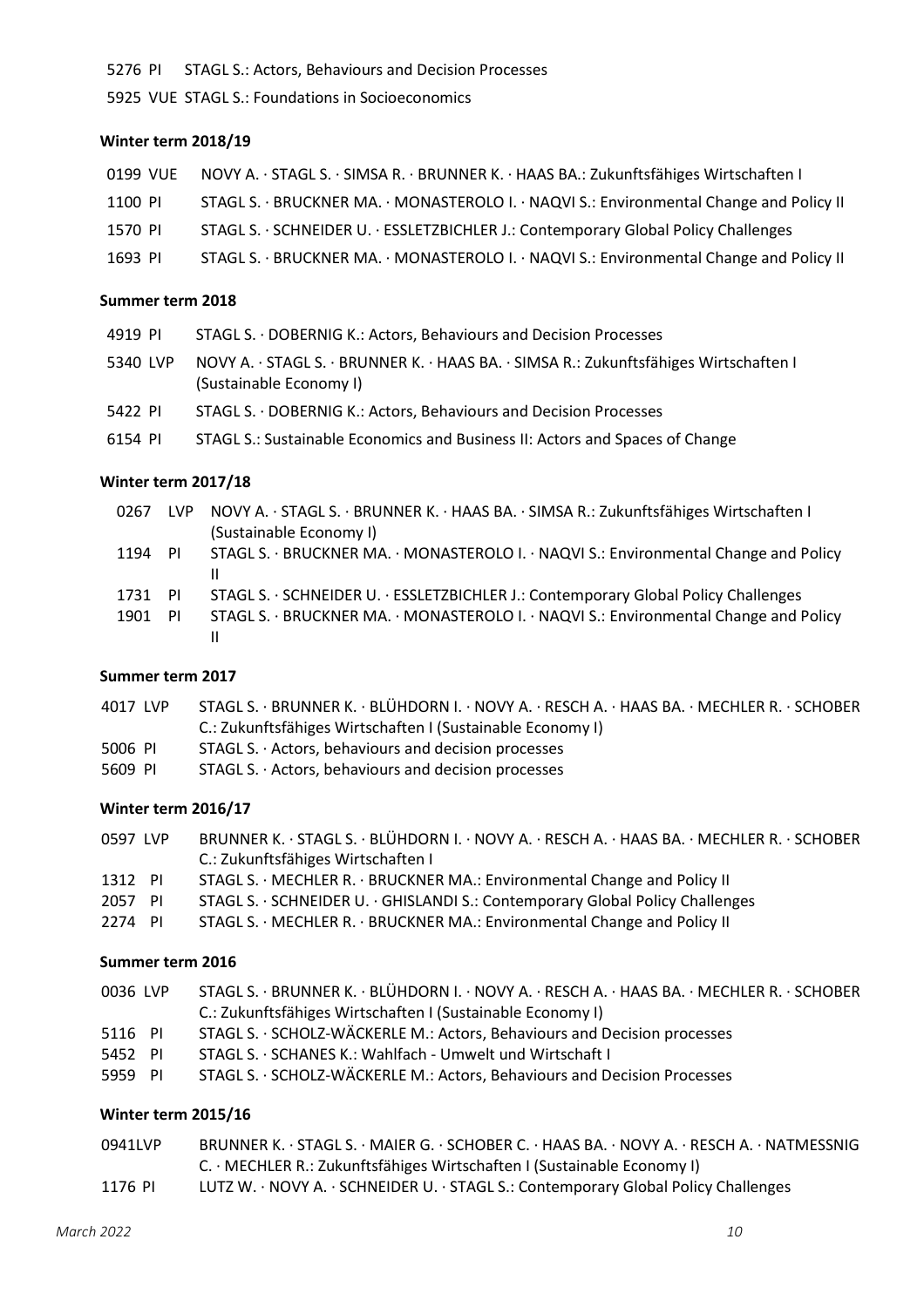5276 PI STAGL S.: Actors, Behaviours and Decision Processes

5925 VUE STAGL S.: Foundations in Socioeconomics

**Winter term 2018/19**

0199 VUE NOVY A. · STAGL S. · SIMSA R. · BRUNNER K. · HAAS BA.: Zukunftsfähiges Wirtschaften I

1100 PI STAGL S. · BRUCKNER MA. · MONASTEROLO I. · NAQVI S.: Environmental Change and Policy II

1570 PI STAGL S. · SCHNEIDER U. · ESSLETZBICHLER J.: Contemporary Global Policy Challenges

1693 PI STAGL S. · BRUCKNER MA. · MONASTEROLO I. · NAQVI S.: Environmental Change and Policy II

**Summer term 2018**

4919 PI STAGL S. · DOBERNIG K.: Actors, Behaviours and Decision Processes

5340 LVP NOVY A. · STAGL S. · BRUNNER K. · HAAS BA. · SIMSA R.: Zukunftsfähiges Wirtschaften I (Sustainable Economy I)

5422 PI STAGL S. · DOBERNIG K.: Actors, Behaviours and Decision Processes

6154 PI STAGL S.: Sustainable Economics and Business II: Actors and Spaces of Change

**Winter term 2017/18**

0267 LVP NOVY A. · STAGL S. · BRUNNER K. · HAAS BA. · SIMSA R.: Zukunftsfähiges Wirtschaften I (Sustainable Economy I)

1194 PI STAGL S. · BRUCKNER MA. · MONASTEROLO I. · NAQVI S.: Environmental Change and Policy II

1731 PI STAGL S. · SCHNEIDER U. · ESSLETZBICHLER J.: Contemporary Global Policy Challenges

1901 PI STAGL S. · BRUCKNER MA. · MONASTEROLO I. · NAQVI S.: Environmental Change and Policy II

**Summer term 2017**

4017 LVP STAGL S. · BRUNNER K. · BLÜHDORN I. · NOVY A. · RESCH A. · HAAS BA. · MECHLER R. · SCHOBER C.: Zukunftsfähiges Wirtschaften I (Sustainable Economy I)

5006 PI STAGL S. · Actors, behaviours and decision processes

5609 PI STAGL S. · Actors, behaviours and decision processes

**Winter term 2016/17**

0597 LVP BRUNNER K. · STAGL S. · BLÜHDORN I. · NOVY A. · RESCH A. · HAAS BA. · MECHLER R. · SCHOBER C.: Zukunftsfähiges Wirtschaften I

1312 PI STAGL S. · MECHLER R. · BRUCKNER MA.: Environmental Change and Policy II

2057 PI STAGL S. · SCHNEIDER U. · GHISLANDI S.: Contemporary Global Policy Challenges

2274 PI STAGL S. · MECHLER R. · BRUCKNER MA.: Environmental Change and Policy II

**Summer term 2016**

0036 LVP STAGL S. · BRUNNER K. · BLÜHDORN I. · NOVY A. · RESCH A. · HAAS BA. · MECHLER R. · SCHOBER C.: Zukunftsfähiges Wirtschaften I (Sustainable Economy I)

5116 PI STAGL S. · SCHOLZ-WÄCKERLE M.: Actors, Behaviours and Decision processes

5452 PI STAGL S. · SCHANES K.: Wahlfach - Umwelt und Wirtschaft I

5959 PI STAGL S. · SCHOLZ-WÄCKERLE M.: Actors, Behaviours and Decision Processes

**Winter term 2015/16**

0941LVP BRUNNER K. · STAGL S. · MAIER G. · SCHOBER C. · HAAS BA. · NOVY A. · RESCH A. · NATMESSNIG C. · MECHLER R.: Zukunftsfähiges Wirtschaften I (Sustainable Economy I)

1176 PI LUTZ W. · NOVY A. · SCHNEIDER U. · STAGL S.: Contemporary Global Policy Challenges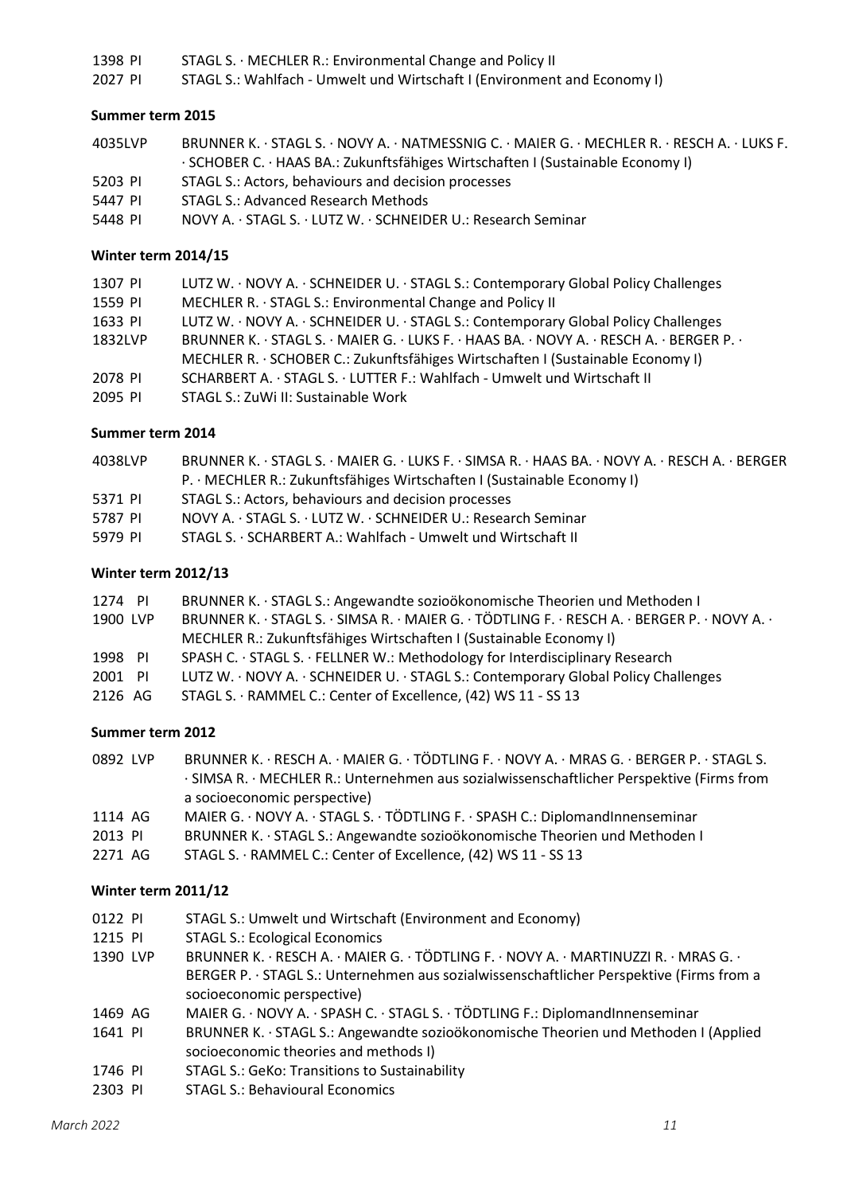1398 PI STAGL S. · MECHLER R.: Environmental Change and Policy II
2027 PI STAGL S.: Wahlfach - Umwelt und Wirtschaft I (Environment and Economy I)

**Summer term 2015**

4035LVP BRUNNER K. · STAGL S. · NOVY A. · NATMESSNIG C. · MAIER G. · MECHLER R. · RESCH A. · LUKS F. · SCHOBER C. · HAAS BA.: Zukunftsfähiges Wirtschaften I (Sustainable Economy I)
5203 PI STAGL S.: Actors, behaviours and decision processes
5447 PI STAGL S.: Advanced Research Methods
5448 PI NOVY A. · STAGL S. · LUTZ W. · SCHNEIDER U.: Research Seminar

**Winter term 2014/15**

1307 PI LUTZ W. · NOVY A. · SCHNEIDER U. · STAGL S.: Contemporary Global Policy Challenges
1559 PI MECHLER R. · STAGL S.: Environmental Change and Policy II
1633 PI LUTZ W. · NOVY A. · SCHNEIDER U. · STAGL S.: Contemporary Global Policy Challenges
1832LVP BRUNNER K. · STAGL S. · MAIER G. · LUKS F. · HAAS BA. · NOVY A. · RESCH A. · BERGER P. · MECHLER R. · SCHOBER C.: Zukunftsfähiges Wirtschaften I (Sustainable Economy I)
2078 PI SCHARBERT A. · STAGL S. · LUTTER F.: Wahlfach - Umwelt und Wirtschaft II
2095 PI STAGL S.: ZuWi II: Sustainable Work

**Summer term 2014**

4038LVP BRUNNER K. · STAGL S. · MAIER G. · LUKS F. · SIMSA R. · HAAS BA. · NOVY A. · RESCH A. · BERGER P. · MECHLER R.: Zukunftsfähiges Wirtschaften I (Sustainable Economy I)
5371 PI STAGL S.: Actors, behaviours and decision processes
5787 PI NOVY A. · STAGL S. · LUTZ W. · SCHNEIDER U.: Research Seminar
5979 PI STAGL S. · SCHARBERT A.: Wahlfach - Umwelt und Wirtschaft II

**Winter term 2012/13**

1274 PI BRUNNER K. · STAGL S.: Angewandte sozioökonomische Theorien und Methoden I
1900 LVP BRUNNER K. · STAGL S. · SIMSA R. · MAIER G. · TÖDTLING F. · RESCH A. · BERGER P. · NOVY A. · MECHLER R.: Zukunftsfähiges Wirtschaften I (Sustainable Economy I)
1998 PI SPASH C. · STAGL S. · FELLNER W.: Methodology for Interdisciplinary Research
2001 PI LUTZ W. · NOVY A. · SCHNEIDER U. · STAGL S.: Contemporary Global Policy Challenges
2126 AG STAGL S. · RAMMEL C.: Center of Excellence, (42) WS 11 - SS 13

**Summer term 2012**

0892 LVP BRUNNER K. · RESCH A. · MAIER G. · TÖDTLING F. · NOVY A. · MRAS G. · BERGER P. · STAGL S. · SIMSA R. · MECHLER R.: Unternehmen aus sozialwissenschaftlicher Perspektive (Firms from a socioeconomic perspective)
1114 AG MAIER G. · NOVY A. · STAGL S. · TÖDTLING F. · SPASH C.: DiplomandInnenseminar
2013 PI BRUNNER K. · STAGL S.: Angewandte sozioökonomische Theorien und Methoden I
2271 AG STAGL S. · RAMMEL C.: Center of Excellence, (42) WS 11 - SS 13

**Winter term 2011/12**

0122 PI STAGL S.: Umwelt und Wirtschaft (Environment and Economy)
1215 PI STAGL S.: Ecological Economics
1390 LVP BRUNNER K. · RESCH A. · MAIER G. · TÖDTLING F. · NOVY A. · MARTINUZZI R. · MRAS G. · BERGER P. · STAGL S.: Unternehmen aus sozialwissenschaftlicher Perspektive (Firms from a socioeconomic perspective)
1469 AG MAIER G. · NOVY A. · SPASH C. · STAGL S. · TÖDTLING F.: DiplomandInnenseminar
1641 PI BRUNNER K. · STAGL S.: Angewandte sozioökonomische Theorien und Methoden I (Applied socioeconomic theories and methods I)
1746 PI STAGL S.: GeKo: Transitions to Sustainability
2303 PI STAGL S.: Behavioural Economics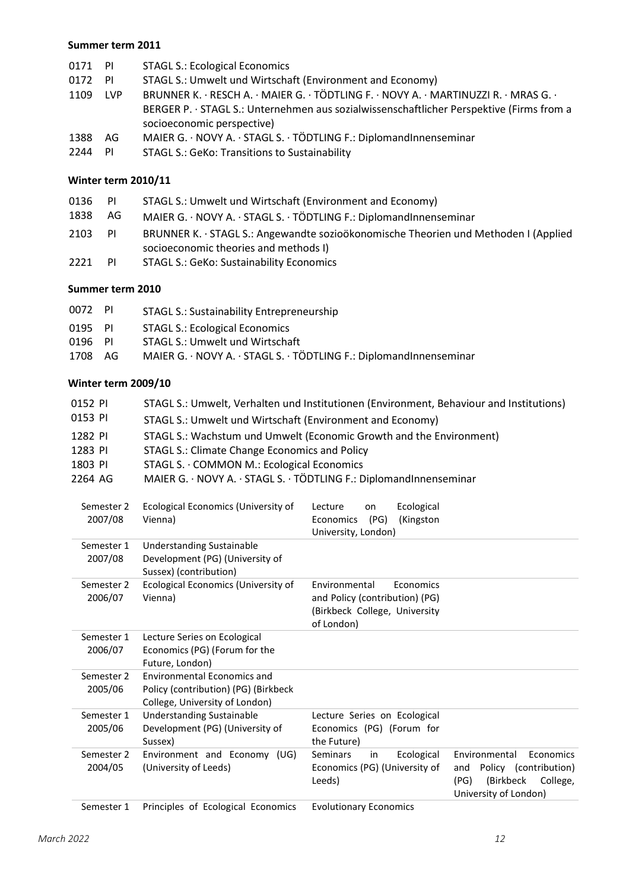**Summer term 2011**

| | | |
|---|---|---|
| 0171 | PI | STAGL S.: Ecological Economics |
| 0172 | PI | STAGL S.: Umwelt und Wirtschaft (Environment and Economy) |
| 1109 | LVP | BRUNNER K. · RESCH A. · MAIER G. · TÖDTLING F. · NOVY A. · MARTINUZZI R. · MRAS G. · BERGER P. · STAGL S.: Unternehmen aus sozialwissenschaftlicher Perspektive (Firms from a socioeconomic perspective) |
| 1388 | AG | MAIER G. · NOVY A. · STAGL S. · TÖDTLING F.: DiplomandInnenseminar |
| 2244 | PI | STAGL S.: GeKo: Transitions to Sustainability |

**Winter term 2010/11**

| | | |
|---|---|---|
| 0136 | PI | STAGL S.: Umwelt und Wirtschaft (Environment and Economy) |
| 1838 | AG | MAIER G. · NOVY A. · STAGL S. · TÖDTLING F.: DiplomandInnenseminar |
| 2103 | PI | BRUNNER K. · STAGL S.: Angewandte sozioökonomische Theorien und Methoden I (Applied socioeconomic theories and methods I) |
| 2221 | PI | STAGL S.: GeKo: Sustainability Economics |

**Summer term 2010**

| | | |
|---|---|---|
| 0072 | PI | STAGL S.: Sustainability Entrepreneurship |
| 0195 | PI | STAGL S.: Ecological Economics |
| 0196 | PI | STAGL S.: Umwelt und Wirtschaft |
| 1708 | AG | MAIER G. · NOVY A. · STAGL S. · TÖDTLING F.: DiplomandInnenseminar |

**Winter term 2009/10**

| | |
|---|---|
| 0152 PI | STAGL S.: Umwelt, Verhalten und Institutionen (Environment, Behaviour and Institutions) |
| 0153 PI | STAGL S.: Umwelt und Wirtschaft (Environment and Economy) |
| 1282 PI | STAGL S.: Wachstum und Umwelt (Economic Growth and the Environment) |
| 1283 PI | STAGL S.: Climate Change Economics and Policy |
| 1803 PI | STAGL S. · COMMON M.: Ecological Economics |
| 2264 AG | MAIER G. · NOVY A. · STAGL S. · TÖDTLING F.: DiplomandInnenseminar |

| | | | |
|---|---|---|---|
| Semester 2 2007/08 | Ecological Economics (University of Vienna) | Lecture on Ecological Economics (PG) (Kingston University, London) | |
| Semester 1 2007/08 | Understanding Sustainable Development (PG) (University of Sussex) (contribution) | | |
| Semester 2 2006/07 | Ecological Economics (University of Vienna) | Environmental Economics and Policy (contribution) (PG) (Birkbeck College, University of London) | |
| Semester 1 2006/07 | Lecture Series on Ecological Economics (PG) (Forum for the Future, London) | | |
| Semester 2 2005/06 | Environmental Economics and Policy (contribution) (PG) (Birkbeck College, University of London) | | |
| Semester 1 2005/06 | Understanding Sustainable Development (PG) (University of Sussex) | Lecture Series on Ecological Economics (PG) (Forum for the Future) | |
| Semester 2 2004/05 | Environment and Economy (UG) (University of Leeds) | Seminars in Ecological Economics (PG) (University of Leeds) | Environmental Economics and Policy (contribution) (PG) (Birkbeck College, University of London) |
| Semester 1 | Principles of Ecological Economics | Evolutionary Economics | |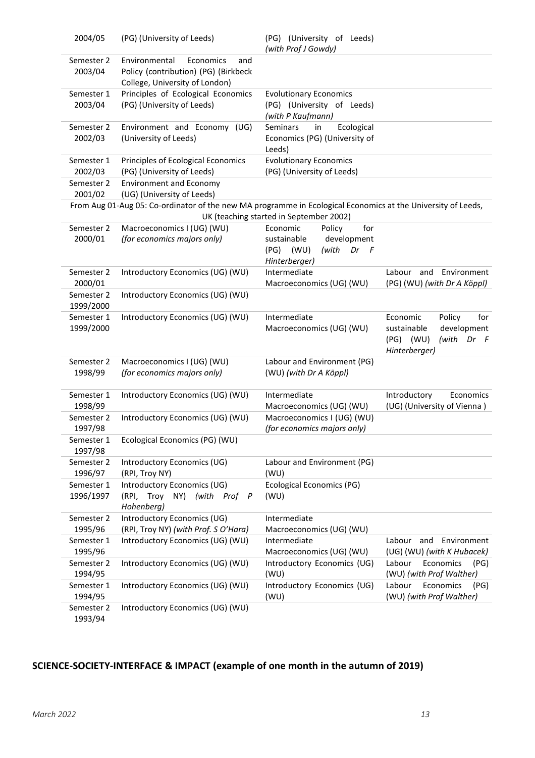| | | | |
|---|---|---|---|
| 2004/05 | (PG) (University of Leeds) | (PG) (University of Leeds) *(with Prof J Gowdy)* | |
| Semester 2 2003/04 | Environmental Economics and Policy (contribution) (PG) (Birkbeck College, University of London) | | |
| Semester 1 2003/04 | Principles of Ecological Economics (PG) (University of Leeds) | Evolutionary Economics (PG) (University of Leeds) *(with P Kaufmann)* | |
| Semester 2 2002/03 | Environment and Economy (UG) (University of Leeds) | Seminars in Ecological Economics (PG) (University of Leeds) | |
| Semester 1 2002/03 | Principles of Ecological Economics (PG) (University of Leeds) | Evolutionary Economics (PG) (University of Leeds) | |
| Semester 2 2001/02 | Environment and Economy (UG) (University of Leeds) | | |
| From Aug 01-Aug 05: Co-ordinator of the new MA programme in Ecological Economics at the University of Leeds, UK (teaching started in September 2002) | | | |
| Semester 2 2000/01 | Macroeconomics I (UG) (WU) *(for economics majors only)* | Economic Policy for sustainable development (PG) (WU) *(with Dr F Hinterberger)* | |
| Semester 2 2000/01 | Introductory Economics (UG) (WU) | Intermediate Macroeconomics (UG) (WU) | Labour and Environment (PG) (WU) *(with Dr A Köppl)* |
| Semester 2 1999/2000 | Introductory Economics (UG) (WU) | | |
| Semester 1 1999/2000 | Introductory Economics (UG) (WU) | Intermediate Macroeconomics (UG) (WU) | Economic Policy for sustainable development (PG) (WU) *(with Dr F Hinterberger)* |
| Semester 2 1998/99 | Macroeconomics I (UG) (WU) *(for economics majors only)* | Labour and Environment (PG) (WU) *(with Dr A Köppl)* | |
| Semester 1 1998/99 | Introductory Economics (UG) (WU) | Intermediate Macroeconomics (UG) (WU) | Introductory Economics (UG) (University of Vienna ) |
| Semester 2 1997/98 | Introductory Economics (UG) (WU) | Macroeconomics I (UG) (WU) *(for economics majors only)* | |
| Semester 1 1997/98 | Ecological Economics (PG) (WU) | | |
| Semester 2 1996/97 | Introductory Economics (UG) (RPI, Troy NY) | Labour and Environment (PG) (WU) | |
| Semester 1 1996/1997 | Introductory Economics (UG) (RPI, Troy NY) *(with Prof P Hohenberg)* | Ecological Economics (PG) (WU) | |
| Semester 2 1995/96 | Introductory Economics (UG) (RPI, Troy NY) *(with Prof. S O'Hara)* | Intermediate Macroeconomics (UG) (WU) | |
| Semester 1 1995/96 | Introductory Economics (UG) (WU) | Intermediate Macroeconomics (UG) (WU) | Labour and Environment (UG) (WU) *(with K Hubacek)* |
| Semester 2 1994/95 | Introductory Economics (UG) (WU) | Introductory Economics (UG) (WU) | Labour Economics (PG) (WU) *(with Prof Walther)* |
| Semester 1 1994/95 | Introductory Economics (UG) (WU) | Introductory Economics (UG) (WU) | Labour Economics (PG) (WU) *(with Prof Walther)* |
| Semester 2 1993/94 | Introductory Economics (UG) (WU) | | |

## SCIENCE-SOCIETY-INTERFACE & IMPACT (example of one month in the autumn of 2019)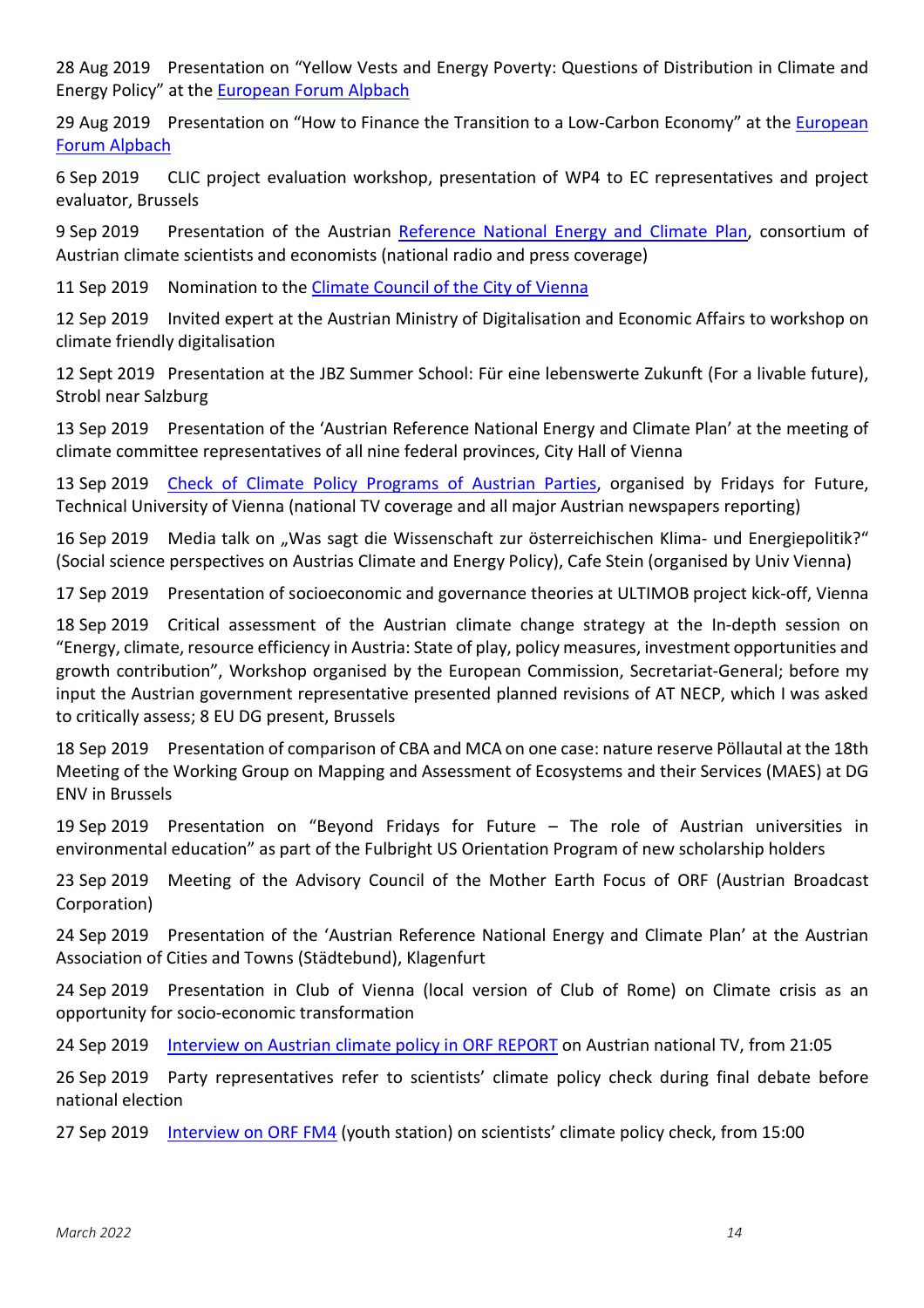28 Aug 2019 Presentation on "Yellow Vests and Energy Poverty: Questions of Distribution in Climate and Energy Policy" at the European Forum Alpbach

29 Aug 2019 Presentation on "How to Finance the Transition to a Low-Carbon Economy" at the European Forum Alpbach

6 Sep 2019 CLIC project evaluation workshop, presentation of WP4 to EC representatives and project evaluator, Brussels

9 Sep 2019 Presentation of the Austrian Reference National Energy and Climate Plan, consortium of Austrian climate scientists and economists (national radio and press coverage)

11 Sep 2019 Nomination to the Climate Council of the City of Vienna

12 Sep 2019 Invited expert at the Austrian Ministry of Digitalisation and Economic Affairs to workshop on climate friendly digitalisation

12 Sept 2019 Presentation at the JBZ Summer School: Für eine lebenswerte Zukunft (For a livable future), Strobl near Salzburg

13 Sep 2019 Presentation of the 'Austrian Reference National Energy and Climate Plan' at the meeting of climate committee representatives of all nine federal provinces, City Hall of Vienna

13 Sep 2019 Check of Climate Policy Programs of Austrian Parties, organised by Fridays for Future, Technical University of Vienna (national TV coverage and all major Austrian newspapers reporting)

16 Sep 2019 Media talk on „Was sagt die Wissenschaft zur österreichischen Klima- und Energiepolitik?" (Social science perspectives on Austrias Climate and Energy Policy), Cafe Stein (organised by Univ Vienna)

17 Sep 2019 Presentation of socioeconomic and governance theories at ULTIMOB project kick-off, Vienna

18 Sep 2019 Critical assessment of the Austrian climate change strategy at the In-depth session on "Energy, climate, resource efficiency in Austria: State of play, policy measures, investment opportunities and growth contribution", Workshop organised by the European Commission, Secretariat-General; before my input the Austrian government representative presented planned revisions of AT NECP, which I was asked to critically assess; 8 EU DG present, Brussels

18 Sep 2019 Presentation of comparison of CBA and MCA on one case: nature reserve Pöllautal at the 18th Meeting of the Working Group on Mapping and Assessment of Ecosystems and their Services (MAES) at DG ENV in Brussels

19 Sep 2019 Presentation on "Beyond Fridays for Future – The role of Austrian universities in environmental education" as part of the Fulbright US Orientation Program of new scholarship holders

23 Sep 2019 Meeting of the Advisory Council of the Mother Earth Focus of ORF (Austrian Broadcast Corporation)

24 Sep 2019 Presentation of the 'Austrian Reference National Energy and Climate Plan' at the Austrian Association of Cities and Towns (Städtebund), Klagenfurt

24 Sep 2019 Presentation in Club of Vienna (local version of Club of Rome) on Climate crisis as an opportunity for socio-economic transformation

24 Sep 2019 Interview on Austrian climate policy in ORF REPORT on Austrian national TV, from 21:05

26 Sep 2019 Party representatives refer to scientists' climate policy check during final debate before national election

27 Sep 2019 Interview on ORF FM4 (youth station) on scientists' climate policy check, from 15:00